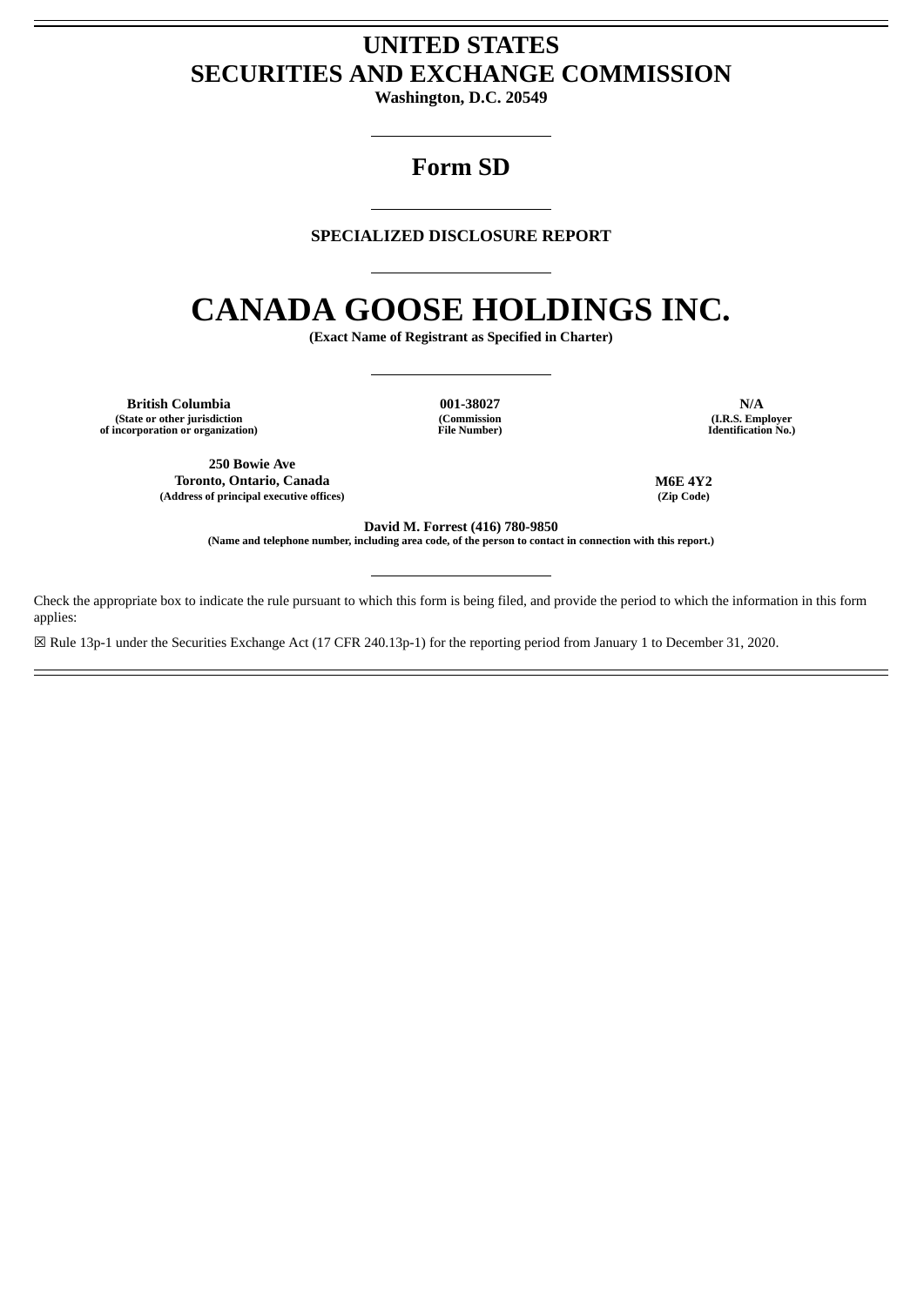# UNITED STATES
# SECURITIES AND EXCHANGE COMMISSION

**Washington, D.C. 20549**

## Form SD

**SPECIALIZED DISCLOSURE REPORT**

# CANADA GOOSE HOLDINGS INC.

**(Exact Name of Registrant as Specified in Charter)**

| **British Columbia** | **001-38027** | **N/A** |
|---|---|---|
| **(State or other jurisdiction of incorporation or organization)** | **(Commission File Number)** | **(I.R.S. Employer Identification No.)** |

| **250 Bowie Ave Toronto, Ontario, Canada** | **M6E 4Y2** |
|---|---|
| **(Address of principal executive offices)** | **(Zip Code)** |

**David M. Forrest (416) 780-9850**
**(Name and telephone number, including area code, of the person to contact in connection with this report.)**

Check the appropriate box to indicate the rule pursuant to which this form is being filed, and provide the period to which the information in this form applies:

☒ Rule 13p-1 under the Securities Exchange Act (17 CFR 240.13p-1) for the reporting period from January 1 to December 31, 2020.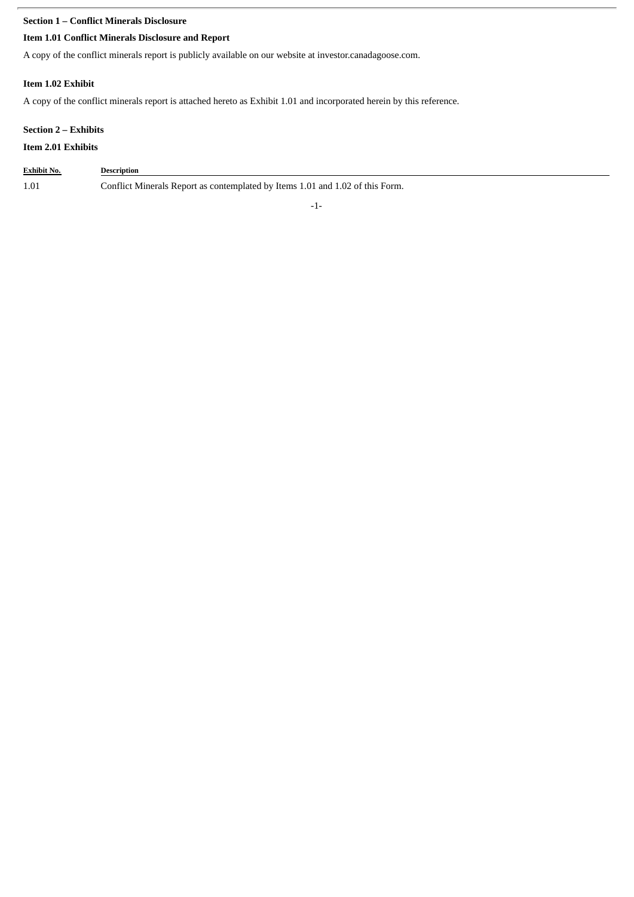## Section 1 – Conflict Minerals Disclosure

### Item 1.01 Conflict Minerals Disclosure and Report

A copy of the conflict minerals report is publicly available on our website at investor.canadagoose.com.

### Item 1.02 Exhibit

A copy of the conflict minerals report is attached hereto as Exhibit 1.01 and incorporated herein by this reference.

## Section 2 – Exhibits

### Item 2.01 Exhibits

| Exhibit No. | Description |
| --- | --- |
| 1.01 | Conflict Minerals Report as contemplated by Items 1.01 and 1.02 of this Form. |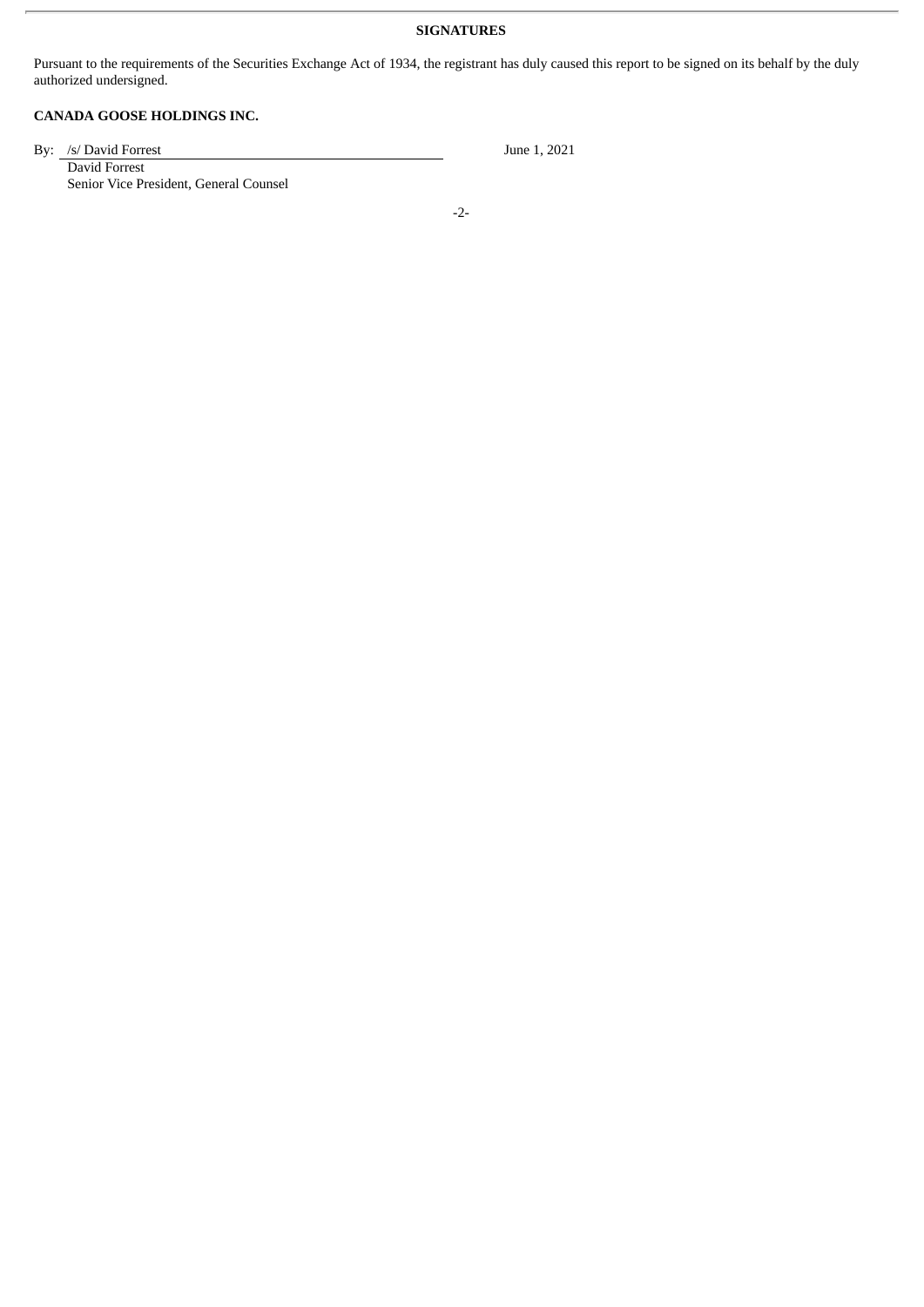## SIGNATURES

Pursuant to the requirements of the Securities Exchange Act of 1934, the registrant has duly caused this report to be signed on its behalf by the duly authorized undersigned.

**CANADA GOOSE HOLDINGS INC.**

By: /s/ David Forrest June 1, 2021

David Forrest

Senior Vice President, General Counsel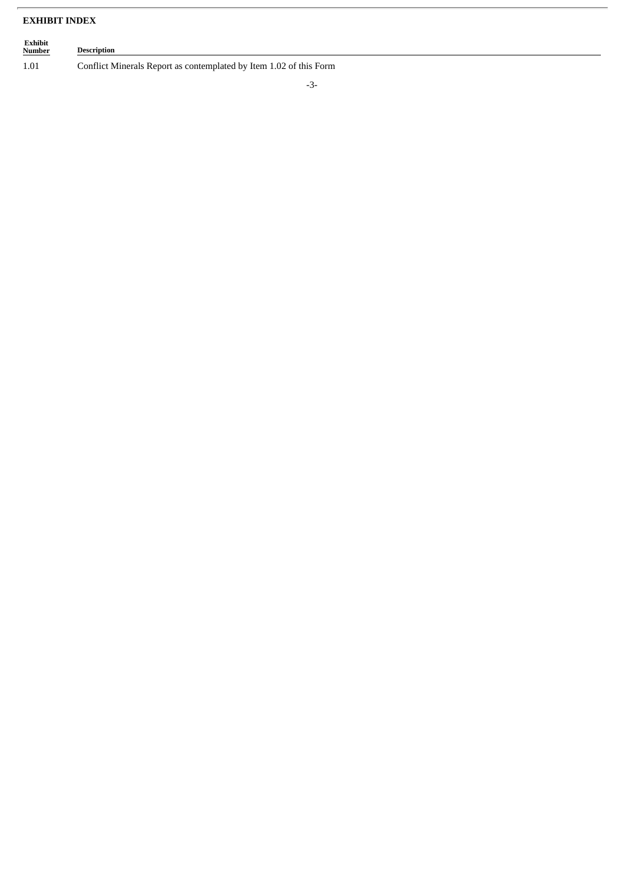**EXHIBIT INDEX**

| Exhibit Number | Description |
| --- | --- |
| 1.01 | Conflict Minerals Report as contemplated by Item 1.02 of this Form |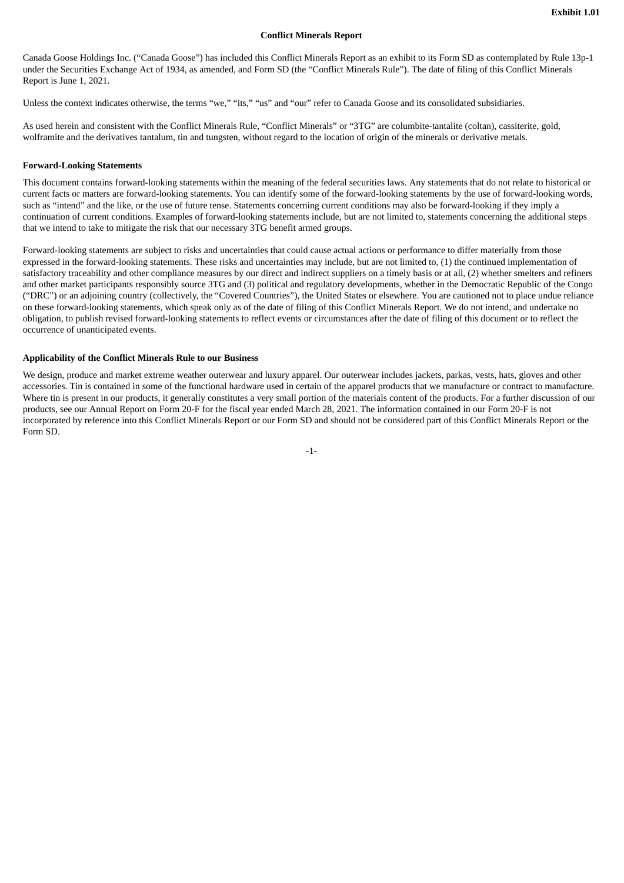Exhibit 1.01

## Conflict Minerals Report

Canada Goose Holdings Inc. ("Canada Goose") has included this Conflict Minerals Report as an exhibit to its Form SD as contemplated by Rule 13p-1 under the Securities Exchange Act of 1934, as amended, and Form SD (the "Conflict Minerals Rule"). The date of filing of this Conflict Minerals Report is June 1, 2021.

Unless the context indicates otherwise, the terms "we," "its," "us" and "our" refer to Canada Goose and its consolidated subsidiaries.

As used herein and consistent with the Conflict Minerals Rule, "Conflict Minerals" or "3TG" are columbite-tantalite (coltan), cassiterite, gold, wolframite and the derivatives tantalum, tin and tungsten, without regard to the location of origin of the minerals or derivative metals.

**Forward-Looking Statements**

This document contains forward-looking statements within the meaning of the federal securities laws. Any statements that do not relate to historical or current facts or matters are forward-looking statements. You can identify some of the forward-looking statements by the use of forward-looking words, such as "intend" and the like, or the use of future tense. Statements concerning current conditions may also be forward-looking if they imply a continuation of current conditions. Examples of forward-looking statements include, but are not limited to, statements concerning the additional steps that we intend to take to mitigate the risk that our necessary 3TG benefit armed groups.

Forward-looking statements are subject to risks and uncertainties that could cause actual actions or performance to differ materially from those expressed in the forward-looking statements. These risks and uncertainties may include, but are not limited to, (1) the continued implementation of satisfactory traceability and other compliance measures by our direct and indirect suppliers on a timely basis or at all, (2) whether smelters and refiners and other market participants responsibly source 3TG and (3) political and regulatory developments, whether in the Democratic Republic of the Congo ("DRC") or an adjoining country (collectively, the "Covered Countries"), the United States or elsewhere. You are cautioned not to place undue reliance on these forward-looking statements, which speak only as of the date of filing of this Conflict Minerals Report. We do not intend, and undertake no obligation, to publish revised forward-looking statements to reflect events or circumstances after the date of filing of this document or to reflect the occurrence of unanticipated events.

**Applicability of the Conflict Minerals Rule to our Business**

We design, produce and market extreme weather outerwear and luxury apparel. Our outerwear includes jackets, parkas, vests, hats, gloves and other accessories. Tin is contained in some of the functional hardware used in certain of the apparel products that we manufacture or contract to manufacture. Where tin is present in our products, it generally constitutes a very small portion of the materials content of the products. For a further discussion of our products, see our Annual Report on Form 20-F for the fiscal year ended March 28, 2021. The information contained in our Form 20-F is not incorporated by reference into this Conflict Minerals Report or our Form SD and should not be considered part of this Conflict Minerals Report or the Form SD.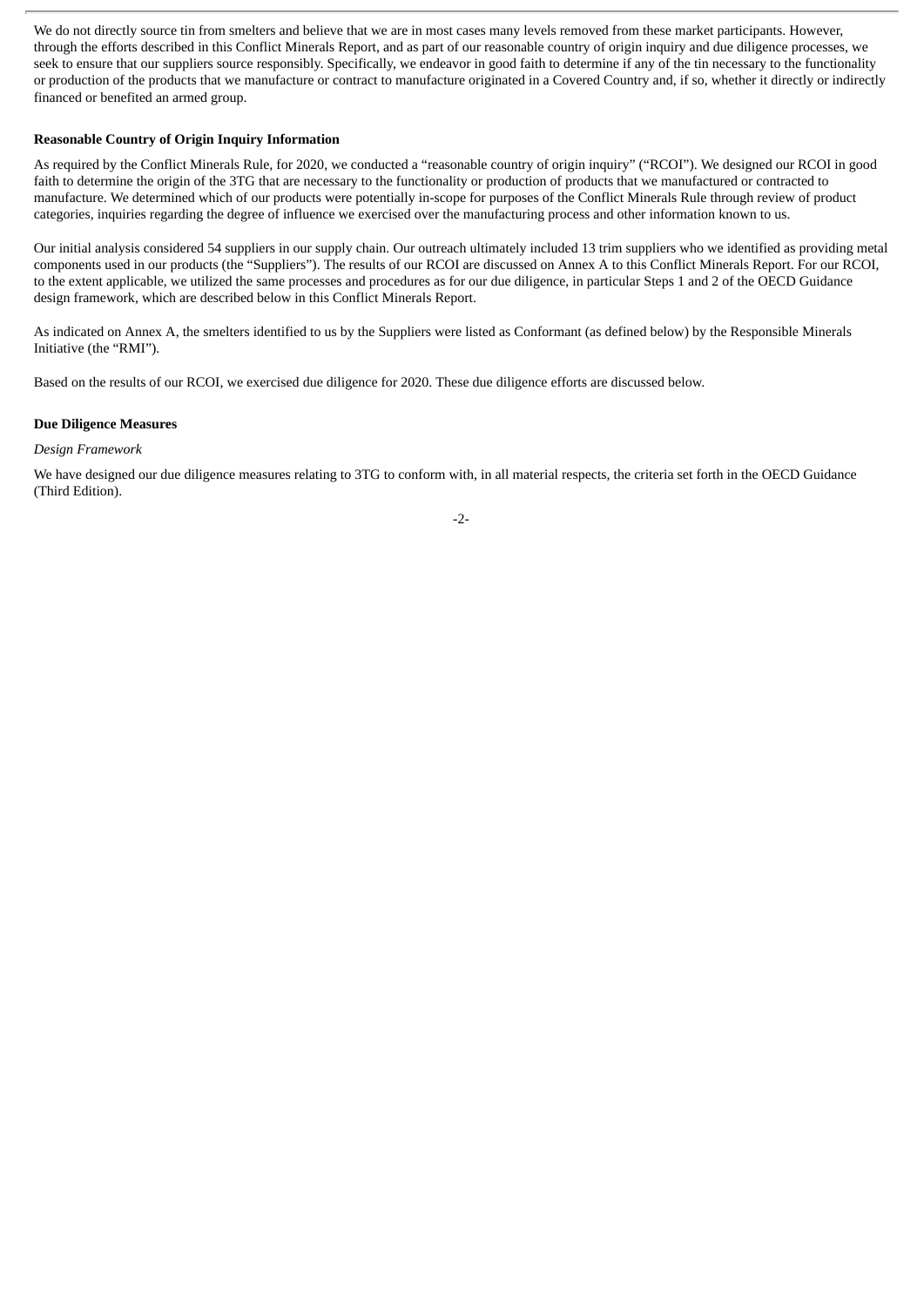We do not directly source tin from smelters and believe that we are in most cases many levels removed from these market participants. However, through the efforts described in this Conflict Minerals Report, and as part of our reasonable country of origin inquiry and due diligence processes, we seek to ensure that our suppliers source responsibly. Specifically, we endeavor in good faith to determine if any of the tin necessary to the functionality or production of the products that we manufacture or contract to manufacture originated in a Covered Country and, if so, whether it directly or indirectly financed or benefited an armed group.

**Reasonable Country of Origin Inquiry Information**

As required by the Conflict Minerals Rule, for 2020, we conducted a "reasonable country of origin inquiry" ("RCOI"). We designed our RCOI in good faith to determine the origin of the 3TG that are necessary to the functionality or production of products that we manufactured or contracted to manufacture. We determined which of our products were potentially in-scope for purposes of the Conflict Minerals Rule through review of product categories, inquiries regarding the degree of influence we exercised over the manufacturing process and other information known to us.

Our initial analysis considered 54 suppliers in our supply chain. Our outreach ultimately included 13 trim suppliers who we identified as providing metal components used in our products (the "Suppliers"). The results of our RCOI are discussed on Annex A to this Conflict Minerals Report. For our RCOI, to the extent applicable, we utilized the same processes and procedures as for our due diligence, in particular Steps 1 and 2 of the OECD Guidance design framework, which are described below in this Conflict Minerals Report.

As indicated on Annex A, the smelters identified to us by the Suppliers were listed as Conformant (as defined below) by the Responsible Minerals Initiative (the "RMI").

Based on the results of our RCOI, we exercised due diligence for 2020. These due diligence efforts are discussed below.

**Due Diligence Measures**

*Design Framework*

We have designed our due diligence measures relating to 3TG to conform with, in all material respects, the criteria set forth in the OECD Guidance (Third Edition).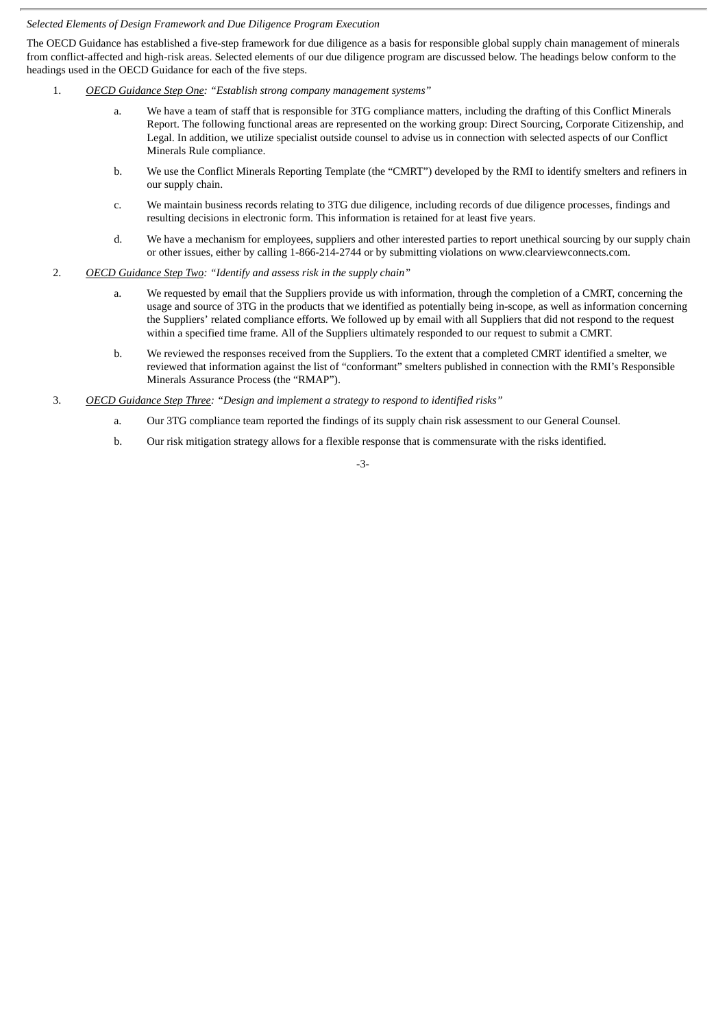*Selected Elements of Design Framework and Due Diligence Program Execution*

The OECD Guidance has established a five-step framework for due diligence as a basis for responsible global supply chain management of minerals from conflict-affected and high-risk areas. Selected elements of our due diligence program are discussed below. The headings below conform to the headings used in the OECD Guidance for each of the five steps.

1. *OECD Guidance Step One: "Establish strong company management systems"*

    a. We have a team of staff that is responsible for 3TG compliance matters, including the drafting of this Conflict Minerals Report. The following functional areas are represented on the working group: Direct Sourcing, Corporate Citizenship, and Legal. In addition, we utilize specialist outside counsel to advise us in connection with selected aspects of our Conflict Minerals Rule compliance.

    b. We use the Conflict Minerals Reporting Template (the "CMRT") developed by the RMI to identify smelters and refiners in our supply chain.

    c. We maintain business records relating to 3TG due diligence, including records of due diligence processes, findings and resulting decisions in electronic form. This information is retained for at least five years.

    d. We have a mechanism for employees, suppliers and other interested parties to report unethical sourcing by our supply chain or other issues, either by calling 1-866-214-2744 or by submitting violations on www.clearviewconnects.com.

2. *OECD Guidance Step Two: "Identify and assess risk in the supply chain"*

    a. We requested by email that the Suppliers provide us with information, through the completion of a CMRT, concerning the usage and source of 3TG in the products that we identified as potentially being in-scope, as well as information concerning the Suppliers' related compliance efforts. We followed up by email with all Suppliers that did not respond to the request within a specified time frame. All of the Suppliers ultimately responded to our request to submit a CMRT.

    b. We reviewed the responses received from the Suppliers. To the extent that a completed CMRT identified a smelter, we reviewed that information against the list of "conformant" smelters published in connection with the RMI's Responsible Minerals Assurance Process (the "RMAP").

3. *OECD Guidance Step Three: "Design and implement a strategy to respond to identified risks"*

    a. Our 3TG compliance team reported the findings of its supply chain risk assessment to our General Counsel.

    b. Our risk mitigation strategy allows for a flexible response that is commensurate with the risks identified.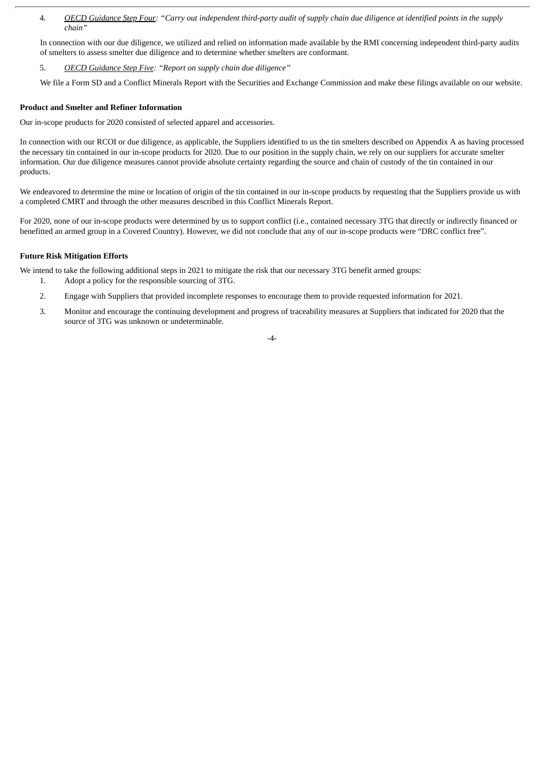4. *<u>OECD Guidance Step Four</u>: "Carry out independent third-party audit of supply chain due diligence at identified points in the supply chain"*

   In connection with our due diligence, we utilized and relied on information made available by the RMI concerning independent third-party audits of smelters to assess smelter due diligence and to determine whether smelters are conformant.

5. *<u>OECD Guidance Step Five</u>: "Report on supply chain due diligence"*

   We file a Form SD and a Conflict Minerals Report with the Securities and Exchange Commission and make these filings available on our website.

**Product and Smelter and Refiner Information**

Our in-scope products for 2020 consisted of selected apparel and accessories.

In connection with our RCOI or due diligence, as applicable, the Suppliers identified to us the tin smelters described on Appendix A as having processed the necessary tin contained in our in-scope products for 2020. Due to our position in the supply chain, we rely on our suppliers for accurate smelter information. Our due diligence measures cannot provide absolute certainty regarding the source and chain of custody of the tin contained in our products.

We endeavored to determine the mine or location of origin of the tin contained in our in-scope products by requesting that the Suppliers provide us with a completed CMRT and through the other measures described in this Conflict Minerals Report.

For 2020, none of our in-scope products were determined by us to support conflict (i.e., contained necessary 3TG that directly or indirectly financed or benefitted an armed group in a Covered Country). However, we did not conclude that any of our in-scope products were "DRC conflict free".

**Future Risk Mitigation Efforts**

We intend to take the following additional steps in 2021 to mitigate the risk that our necessary 3TG benefit armed groups:

1. Adopt a policy for the responsible sourcing of 3TG.
2. Engage with Suppliers that provided incomplete responses to encourage them to provide requested information for 2021.
3. Monitor and encourage the continuing development and progress of traceability measures at Suppliers that indicated for 2020 that the source of 3TG was unknown or undeterminable.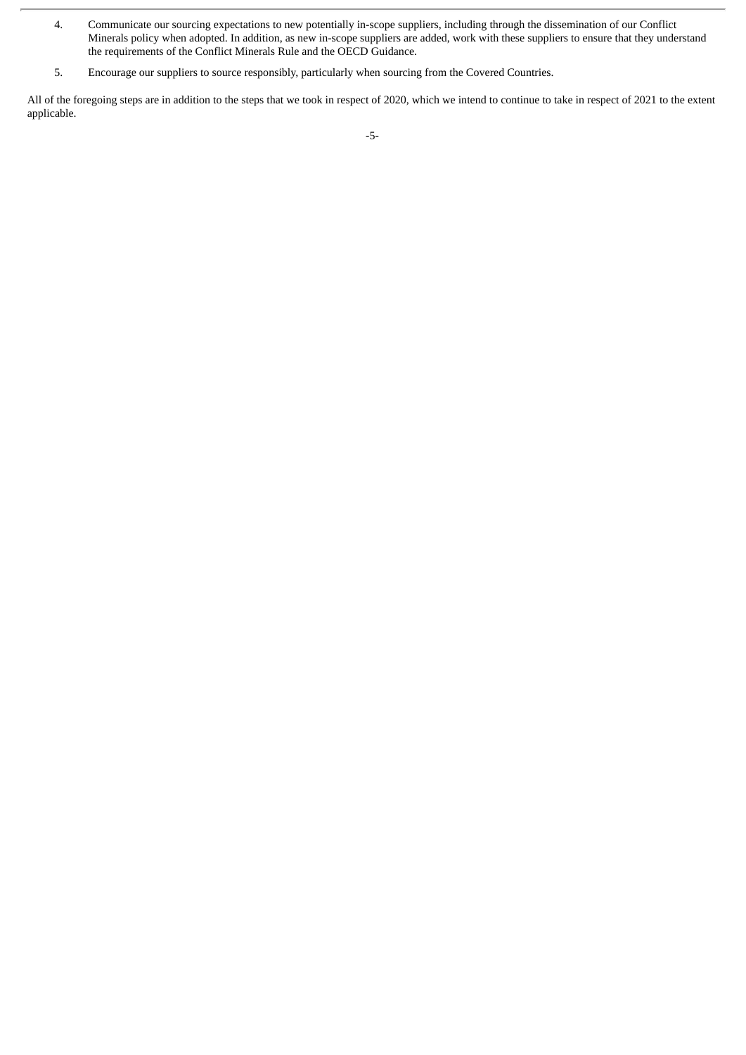4. Communicate our sourcing expectations to new potentially in-scope suppliers, including through the dissemination of our Conflict Minerals policy when adopted. In addition, as new in-scope suppliers are added, work with these suppliers to ensure that they understand the requirements of the Conflict Minerals Rule and the OECD Guidance.

5. Encourage our suppliers to source responsibly, particularly when sourcing from the Covered Countries.

All of the foregoing steps are in addition to the steps that we took in respect of 2020, which we intend to continue to take in respect of 2021 to the extent applicable.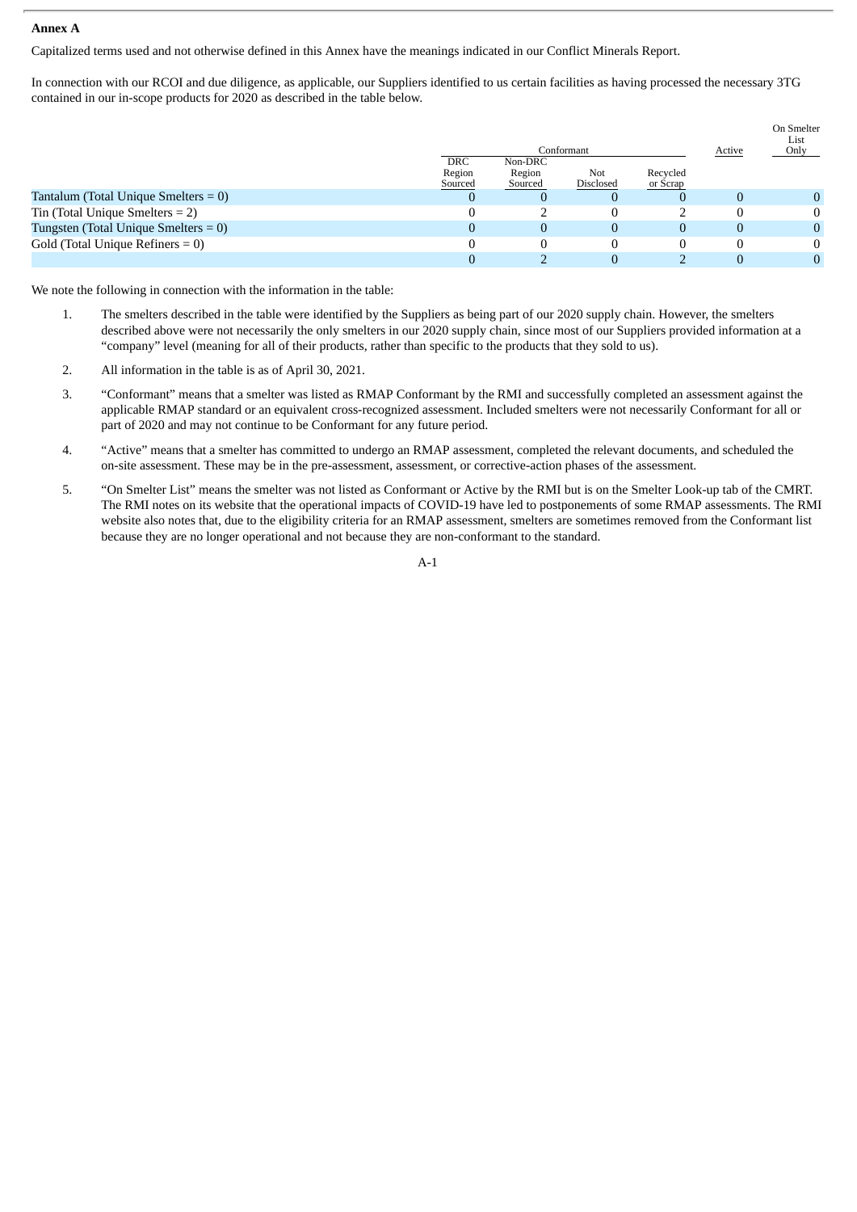**Annex A**

Capitalized terms used and not otherwise defined in this Annex have the meanings indicated in our Conflict Minerals Report.

In connection with our RCOI and due diligence, as applicable, our Suppliers identified to us certain facilities as having processed the necessary 3TG contained in our in-scope products for 2020 as described in the table below.

| | Conformant | | | | Active | On Smelter List Only |
|---|---|---|---|---|---|---|
| | DRC Region Sourced | Non-DRC Region Sourced | Not Disclosed | Recycled or Scrap | | |
| Tantalum (Total Unique Smelters = 0) | 0 | 0 | 0 | 0 | 0 | 0 |
| Tin (Total Unique Smelters = 2) | 0 | 2 | 0 | 2 | 0 | 0 |
| Tungsten (Total Unique Smelters = 0) | 0 | 0 | 0 | 0 | 0 | 0 |
| Gold (Total Unique Refiners = 0) | 0 | 0 | 0 | 0 | 0 | 0 |
| | 0 | 2 | 0 | 2 | 0 | 0 |

We note the following in connection with the information in the table:

1. The smelters described in the table were identified by the Suppliers as being part of our 2020 supply chain. However, the smelters described above were not necessarily the only smelters in our 2020 supply chain, since most of our Suppliers provided information at a "company" level (meaning for all of their products, rather than specific to the products that they sold to us).

2. All information in the table is as of April 30, 2021.

3. "Conformant" means that a smelter was listed as RMAP Conformant by the RMI and successfully completed an assessment against the applicable RMAP standard or an equivalent cross-recognized assessment. Included smelters were not necessarily Conformant for all or part of 2020 and may not continue to be Conformant for any future period.

4. "Active" means that a smelter has committed to undergo an RMAP assessment, completed the relevant documents, and scheduled the on-site assessment. These may be in the pre-assessment, assessment, or corrective-action phases of the assessment.

5. "On Smelter List" means the smelter was not listed as Conformant or Active by the RMI but is on the Smelter Look-up tab of the CMRT. The RMI notes on its website that the operational impacts of COVID-19 have led to postponements of some RMAP assessments. The RMI website also notes that, due to the eligibility criteria for an RMAP assessment, smelters are sometimes removed from the Conformant list because they are no longer operational and not because they are non-conformant to the standard.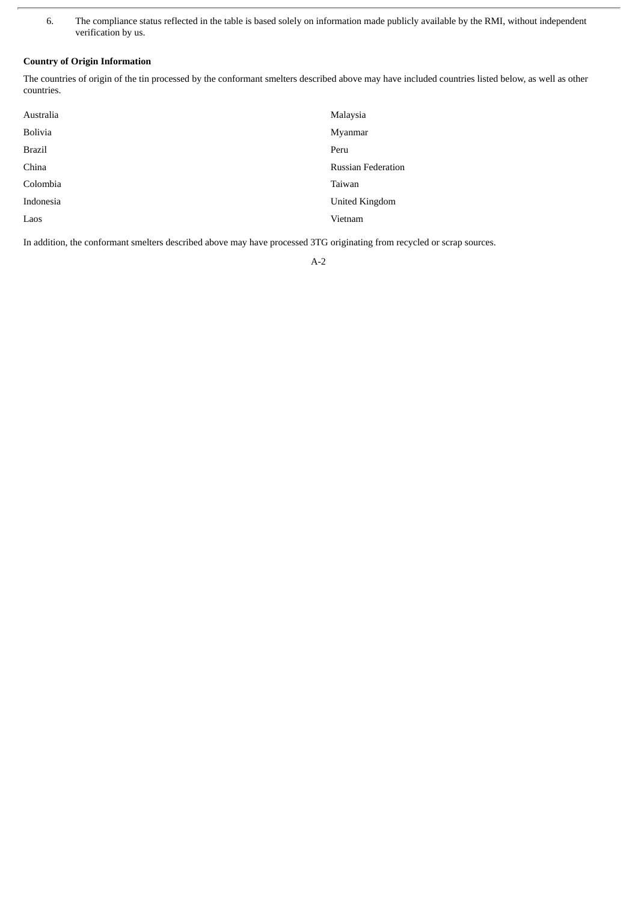6. The compliance status reflected in the table is based solely on information made publicly available by the RMI, without independent verification by us.

**Country of Origin Information**

The countries of origin of the tin processed by the conformant smelters described above may have included countries listed below, as well as other countries.

| | |
|---|---|
| Australia | Malaysia |
| Bolivia | Myanmar |
| Brazil | Peru |
| China | Russian Federation |
| Colombia | Taiwan |
| Indonesia | United Kingdom |
| Laos | Vietnam |

In addition, the conformant smelters described above may have processed 3TG originating from recycled or scrap sources.